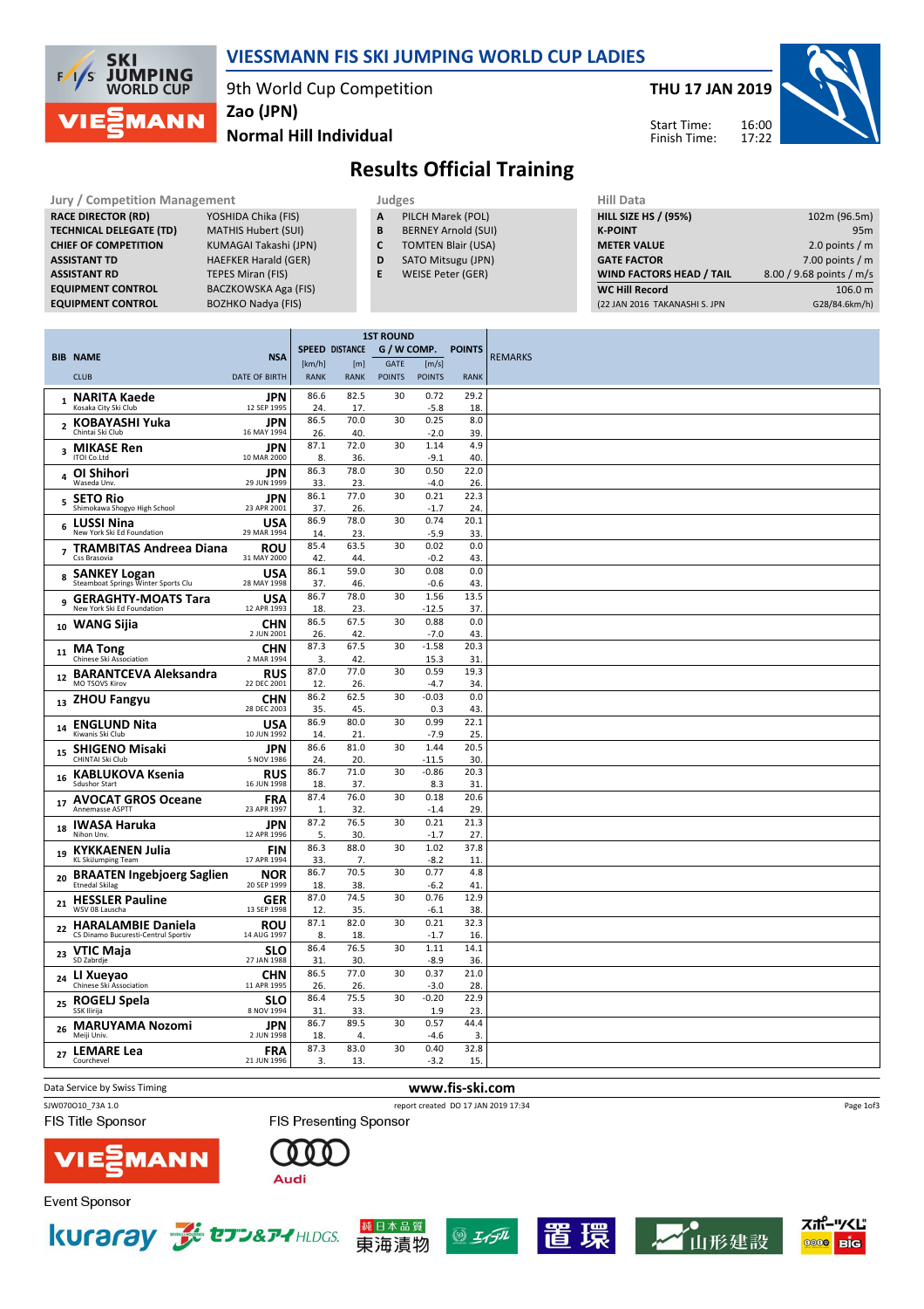# VIESSMANN FIS SKI JUMPING WORLD CUP LADIES

9th World Cup Competition
Zao (JPN)
Normal Hill Individual

THU 17 JAN 2019

Start Time: 16:00
Finish Time: 17:22

## Results Official Training

**Jury / Competition Management**

| | |
|---|---|
| RACE DIRECTOR (RD) | YOSHIDA Chika (FIS) |
| TECHNICAL DELEGATE (TD) | MATHIS Hubert (SUI) |
| CHIEF OF COMPETITION | KUMAGAI Takashi (JPN) |
| ASSISTANT TD | HAEFKER Harald (GER) |
| ASSISTANT RD | TEPES Miran (FIS) |
| EQUIPMENT CONTROL | BACZKOWSKA Aga (FIS) |
| EQUIPMENT CONTROL | BOZHKO Nadya (FIS) |

**Judges**

| | |
|---|---|
| A | PILCH Marek (POL) |
| B | BERNEY Arnold (SUI) |
| C | TOMTEN Blair (USA) |
| D | SATO Mitsugu (JPN) |
| E | WEISE Peter (GER) |

**Hill Data**

| | |
|---|---|
| HILL SIZE HS / (95%) | 102m (96.5m) |
| K-POINT | 95m |
| METER VALUE | 2.0 points / m |
| GATE FACTOR | 7.00 points / m |
| WIND FACTORS HEAD / TAIL | 8.00 / 9.68 points / m/s |
| WC Hill Record | 106.0 m |
| (22 JAN 2016 TAKANASHI S. JPN | G28/84.6km/h) |

| BIB | NAME / CLUB | NSA / DATE OF BIRTH | SPEED [km/h] / RANK | DISTANCE [m] / RANK | G / W COMP. GATE / POINTS | [m/s] / POINTS | POINTS / RANK | REMARKS |
|---|---|---|---|---|---|---|---|---|
| 1 | NARITA Kaede<br>Kosaka City Ski Club | JPN<br>12 SEP 1995 | 86.6<br>24. | 82.5<br>17. | 30 | 0.72<br>-5.8 | 29.2<br>18. | |
| 2 | KOBAYASHI Yuka<br>Chintai Ski Club | JPN<br>16 MAY 1994 | 86.5<br>26. | 70.0<br>40. | 30 | 0.25<br>-2.0 | 8.0<br>39. | |
| 3 | MIKASE Ren<br>ITOI Co.Ltd | JPN<br>10 MAR 2000 | 87.1<br>8. | 72.0<br>36. | 30 | 1.14<br>-9.1 | 4.9<br>40. | |
| 4 | OI Shihori<br>Waseda Unv. | JPN<br>29 JUN 1999 | 86.3<br>33. | 78.0<br>23. | 30 | 0.50<br>-4.0 | 22.0<br>26. | |
| 5 | SETO Rio<br>Shimokawa Shogyo High School | JPN<br>23 APR 2001 | 86.1<br>37. | 77.0<br>26. | 30 | 0.21<br>-1.7 | 22.3<br>24. | |
| 6 | LUSSI Nina<br>New York Ski Ed Foundation | USA<br>29 MAR 1994 | 86.9<br>14. | 78.0<br>23. | 30 | 0.74<br>-5.9 | 20.1<br>33. | |
| 7 | TRAMBITAS Andreea Diana<br>Css Brasovia | ROU<br>31 MAY 2000 | 85.4<br>42. | 63.5<br>44. | 30 | 0.02<br>-0.2 | 0.0<br>43. | |
| 8 | SANKEY Logan<br>Steamboat Springs Winter Sports Clu | USA<br>28 MAY 1998 | 86.1<br>37. | 59.0<br>46. | 30 | 0.08<br>-0.6 | 0.0<br>43. | |
| 9 | GERAGHTY-MOATS Tara<br>New York Ski Ed Foundation | USA<br>12 APR 1993 | 86.7<br>18. | 78.0<br>23. | 30 | 1.56<br>-12.5 | 13.5<br>37. | |
| 10 | WANG Sijia | CHN<br>2 JUN 2001 | 86.5<br>26. | 67.5<br>42. | 30 | 0.88<br>-7.0 | 0.0<br>43. | |
| 11 | MA Tong<br>Chinese Ski Association | CHN<br>2 MAR 1994 | 87.3<br>3. | 67.5<br>42. | 30 | -1.58<br>15.3 | 20.3<br>31. | |
| 12 | BARANTCEVA Aleksandra<br>MO TSOVS Kirov | RUS<br>22 DEC 2001 | 87.0<br>12. | 77.0<br>26. | 30 | 0.59<br>-4.7 | 19.3<br>34. | |
| 13 | ZHOU Fangyu | CHN<br>28 DEC 2003 | 86.2<br>35. | 62.5<br>45. | 30 | -0.03<br>0.3 | 0.0<br>43. | |
| 14 | ENGLUND Nita<br>Kiwanis Ski Club | USA<br>10 JUN 1992 | 86.9<br>14. | 80.0<br>21. | 30 | 0.99<br>-7.9 | 22.1<br>25. | |
| 15 | SHIGENO Misaki<br>CHINTAI Ski Club | JPN<br>5 NOV 1986 | 86.6<br>24. | 81.0<br>20. | 30 | 1.44<br>-11.5 | 20.5<br>30. | |
| 16 | KABLUKOVA Ksenia<br>Sdushor Start | RUS<br>16 JUN 1998 | 86.7<br>18. | 71.0<br>37. | 30 | -0.86<br>8.3 | 20.3<br>31. | |
| 17 | AVOCAT GROS Oceane<br>Annemasse ASPTT | FRA<br>23 APR 1997 | 87.4<br>1. | 76.0<br>32. | 30 | 0.18<br>-1.4 | 20.6<br>29. | |
| 18 | IWASA Haruka<br>Nihon Unv. | JPN<br>12 APR 1996 | 87.2<br>5. | 76.5<br>30. | 30 | 0.21<br>-1.7 | 21.3<br>27. | |
| 19 | KYKKAENEN Julia<br>KL SkiJumping Team | FIN<br>17 APR 1994 | 86.3<br>33. | 88.0<br>7. | 30 | 1.02<br>-8.2 | 37.8<br>11. | |
| 20 | BRAATEN Ingebjoerg Saglien<br>Etnedal Skilag | NOR<br>20 SEP 1999 | 86.7<br>18. | 70.5<br>38. | 30 | 0.77<br>-6.2 | 4.8<br>41. | |
| 21 | HESSLER Pauline<br>WSV 08 Lauscha | GER<br>13 SEP 1998 | 87.0<br>12. | 74.5<br>35. | 30 | 0.76<br>-6.1 | 12.9<br>38. | |
| 22 | HARALAMBIE Daniela<br>CS Dinamo Bucuresti-Centrul Sportiv | ROU<br>14 AUG 1997 | 87.1<br>8. | 82.0<br>18. | 30 | 0.21<br>-1.7 | 32.3<br>16. | |
| 23 | VTIC Maja<br>SD Zabrdje | SLO<br>27 JAN 1988 | 86.4<br>31. | 76.5<br>30. | 30 | 1.11<br>-8.9 | 14.1<br>36. | |
| 24 | LI Xueyao<br>Chinese Ski Association | CHN<br>11 APR 1995 | 86.5<br>26. | 77.0<br>26. | 30 | 0.37<br>-3.0 | 21.0<br>28. | |
| 25 | ROGELJ Spela<br>SSK Ilirija | SLO<br>8 NOV 1994 | 86.4<br>31. | 75.5<br>33. | 30 | -0.20<br>1.9 | 22.9<br>23. | |
| 26 | MARUYAMA Nozomi<br>Meiji Univ. | JPN<br>2 JUN 1998 | 86.7<br>18. | 89.5<br>4. | 30 | 0.57<br>-4.6 | 44.4<br>3. | |
| 27 | LEMARE Lea<br>Courchevel | FRA<br>21 JUN 1996 | 87.3<br>3. | 83.0<br>13. | 30 | 0.40<br>-3.2 | 32.8<br>15. | |

Data Service by Swiss Timing — www.fis-ski.com

SJW070O10_73A 1.0 — report created DO 17 JAN 2019 17:34

FIS Title Sponsor: VIESSMANN — FIS Presenting Sponsor: Audi

Event Sponsor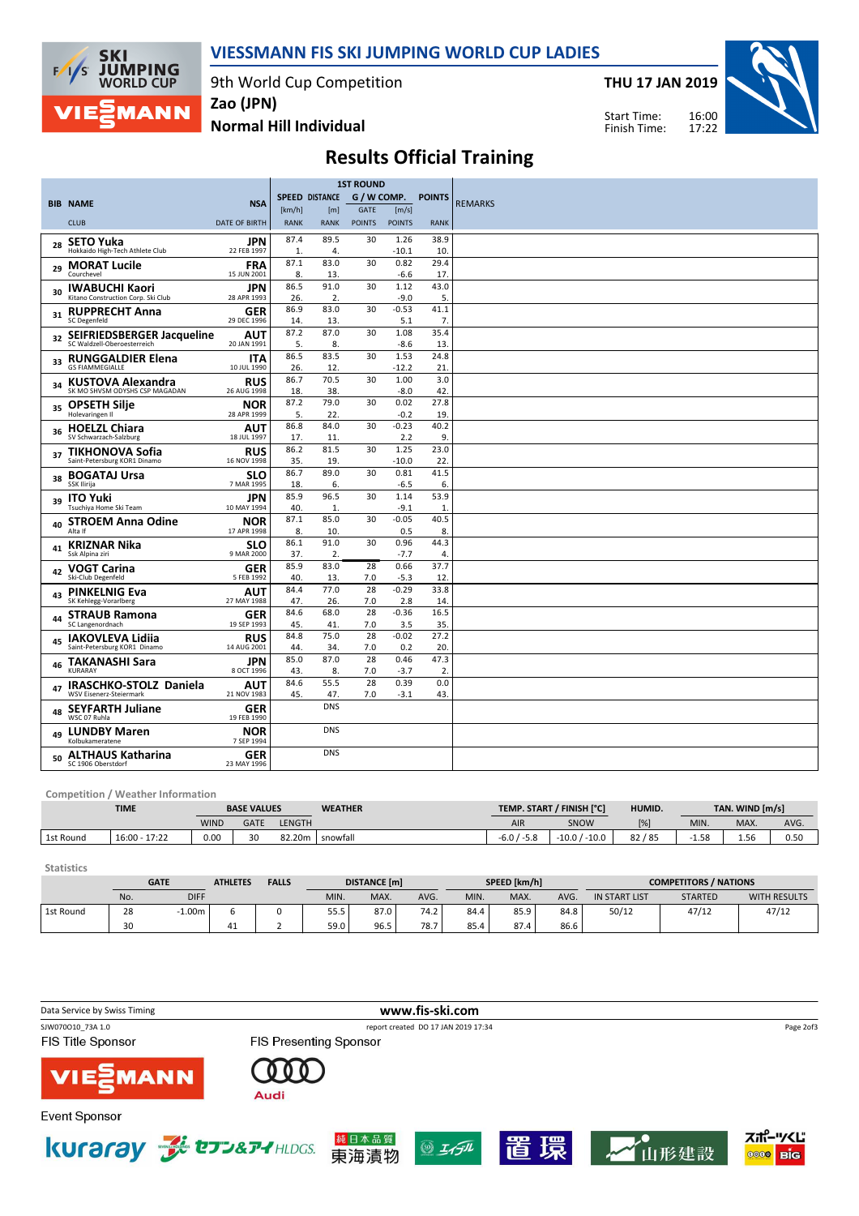# VIESSMANN FIS SKI JUMPING WORLD CUP LADIES

9th World Cup Competition
Zao (JPN)
Normal Hill Individual

THU 17 JAN 2019

Start Time: 16:00
Finish Time: 17:22

## Results Official Training

| BIB | NAME / CLUB | NSA / DATE OF BIRTH | SPEED [km/h] / RANK | DISTANCE [m] / RANK | G / W COMP. GATE / POINTS | [m/s] / POINTS | POINTS / RANK | REMARKS |
|---|---|---|---|---|---|---|---|---|
| 28 | SETO Yuka<br>Hokkaido High-Tech Athlete Club | JPN<br>22 FEB 1997 | 87.4<br>1. | 89.5<br>4. | 30 | 1.26<br>-10.1 | 38.9<br>10. | |
| 29 | MORAT Lucile<br>Courchevel | FRA<br>15 JUN 2001 | 87.1<br>8. | 83.0<br>13. | 30 | 0.82<br>-6.6 | 29.4<br>17. | |
| 30 | IWABUCHI Kaori<br>Kitano Construction Corp. Ski Club | JPN<br>28 APR 1993 | 86.5<br>26. | 91.0<br>2. | 30 | 1.12<br>-9.0 | 43.0<br>5. | |
| 31 | RUPPRECHT Anna<br>SC Degenfeld | GER<br>29 DEC 1996 | 86.9<br>14. | 83.0<br>13. | 30 | -0.53<br>5.1 | 41.1<br>7. | |
| 32 | SEIFRIEDSBERGER Jacqueline<br>SC Waldzell-Oberoesterreich | AUT<br>20 JAN 1991 | 87.2<br>5. | 87.0<br>8. | 30 | 1.08<br>-8.6 | 35.4<br>13. | |
| 33 | RUNGGALDIER Elena<br>GS FIAMMEGIALLE | ITA<br>10 JUL 1990 | 86.5<br>26. | 83.5<br>12. | 30 | 1.53<br>-12.2 | 24.8<br>21. | |
| 34 | KUSTOVA Alexandra<br>SK MO SHVSM ODYSHS CSP MAGADAN | RUS<br>26 AUG 1998 | 86.7<br>18. | 70.5<br>38. | 30 | 1.00<br>-8.0 | 3.0<br>42. | |
| 35 | OPSETH Silje<br>Holevaringen Il | NOR<br>28 APR 1999 | 87.2<br>5. | 79.0<br>22. | 30 | 0.02<br>-0.2 | 27.8<br>19. | |
| 36 | HOELZL Chiara<br>SV Schwarzach-Salzburg | AUT<br>18 JUL 1997 | 86.8<br>17. | 84.0<br>11. | 30 | -0.23<br>2.2 | 40.2<br>9. | |
| 37 | TIKHONOVA Sofia<br>Saint-Petersburg KOR1 Dinamo | RUS<br>16 NOV 1998 | 86.2<br>35. | 81.5<br>19. | 30 | 1.25<br>-10.0 | 23.0<br>22. | |
| 38 | BOGATAJ Ursa<br>SSK Ilirija | SLO<br>7 MAR 1995 | 86.7<br>18. | 89.0<br>6. | 30 | 0.81<br>-6.5 | 41.5<br>6. | |
| 39 | ITO Yuki<br>Tsuchiya Home Ski Team | JPN<br>10 MAY 1994 | 85.9<br>40. | 96.5<br>1. | 30 | 1.14<br>-9.1 | 53.9<br>1. | |
| 40 | STROEM Anna Odine<br>Alta If | NOR<br>17 APR 1998 | 87.1<br>8. | 85.0<br>10. | 30 | -0.05<br>0.5 | 40.5<br>8. | |
| 41 | KRIZNAR Nika<br>Ssk Alpina ziri | SLO<br>9 MAR 2000 | 86.1<br>37. | 91.0<br>2. | 30 | 0.96<br>-7.7 | 44.3<br>4. | |
| 42 | VOGT Carina<br>Ski-Club Degenfeld | GER<br>5 FEB 1992 | 85.9<br>40. | 83.0<br>13. | 28<br>7.0 | 0.66<br>-5.3 | 37.7<br>12. | |
| 43 | PINKELNIG Eva<br>SK Kehlegg-Vorarlberg | AUT<br>27 MAY 1988 | 84.4<br>47. | 77.0<br>26. | 28<br>7.0 | -0.29<br>2.8 | 33.8<br>14. | |
| 44 | STRAUB Ramona<br>SC Langenordnach | GER<br>19 SEP 1993 | 84.6<br>45. | 68.0<br>41. | 28<br>7.0 | -0.36<br>3.5 | 16.5<br>35. | |
| 45 | IAKOVLEVA Lidiia<br>Saint-Petersburg KOR1 Dinamo | RUS<br>14 AUG 2001 | 84.8<br>44. | 75.0<br>34. | 28<br>7.0 | -0.02<br>0.2 | 27.2<br>20. | |
| 46 | TAKANASHI Sara<br>KURARAY | JPN<br>8 OCT 1996 | 85.0<br>43. | 87.0<br>8. | 28<br>7.0 | 0.46<br>-3.7 | 47.3<br>2. | |
| 47 | IRASCHKO-STOLZ Daniela<br>WSV Eisenerz-Steiermark | AUT<br>21 NOV 1983 | 84.6<br>45. | 55.5<br>47. | 28<br>7.0 | 0.39<br>-3.1 | 0.0<br>43. | |
| 48 | SEYFARTH Juliane<br>WSC 07 Ruhla | GER<br>19 FEB 1990 | | DNS | | | | |
| 49 | LUNDBY Maren<br>Kolbukameratene | NOR<br>7 SEP 1994 | | DNS | | | | |
| 50 | ALTHAUS Katharina<br>SC 1906 Oberstdorf | GER<br>23 MAY 1996 | | DNS | | | | |

### Competition / Weather Information

| | TIME | BASE VALUES WIND | GATE | LENGTH | WEATHER | TEMP. AIR START / FINISH [°C] | TEMP. SNOW START / FINISH [°C] | HUMID. [%] | TAN. WIND MIN. [m/s] | MAX. | AVG. |
|---|---|---|---|---|---|---|---|---|---|---|---|
| 1st Round | 16:00 - 17:22 | 0.00 | 30 | 82.20m | snowfall | -6.0 / -5.8 | -10.0 / -10.0 | 82 / 85 | -1.58 | 1.56 | 0.50 |

### Statistics

| | GATE No. | DIFF | ATHLETES | FALLS | DISTANCE [m] MIN. | MAX. | AVG. | SPEED [km/h] MIN. | MAX. | AVG. | COMPETITORS / NATIONS IN START LIST | STARTED | WITH RESULTS |
|---|---|---|---|---|---|---|---|---|---|---|---|---|---|
| 1st Round | 28 | -1.00m | 6 | 0 | 55.5 | 87.0 | 74.2 | 84.4 | 85.9 | 84.8 | 50/12 | 47/12 | 47/12 |
| | 30 | | 41 | 2 | 59.0 | 96.5 | 78.7 | 85.4 | 87.4 | 86.6 | | | |

Data Service by Swiss Timing | www.fis-ski.com

SJW070O10_73A 1.0 | report created DO 17 JAN 2019 17:34

FIS Title Sponsor: VIESSMANN
FIS Presenting Sponsor: Audi
Event Sponsor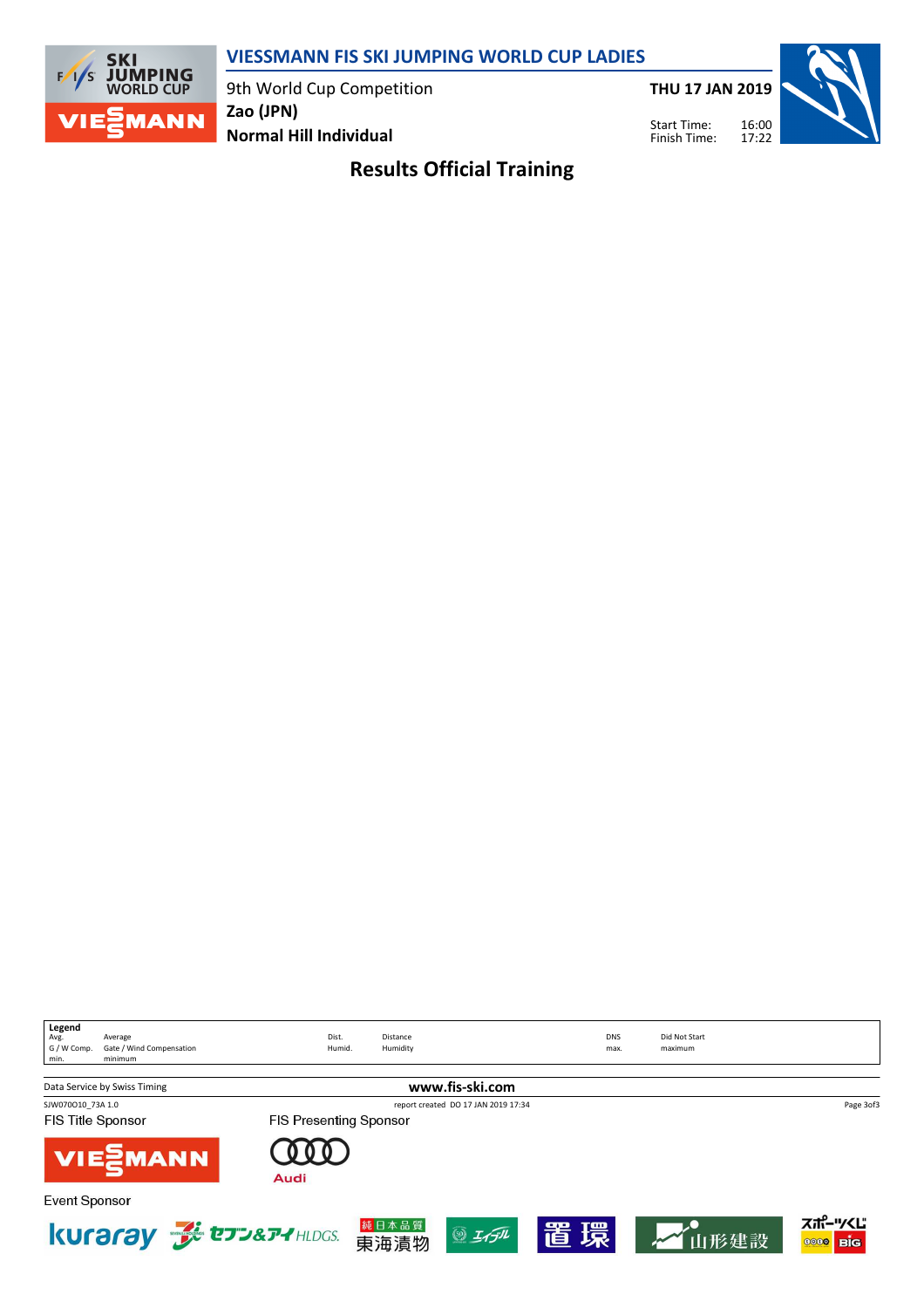# VIESSMANN FIS SKI JUMPING WORLD CUP LADIES

9th World Cup Competition
**Zao (JPN)**
**Normal Hill Individual**

**THU 17 JAN 2019**

Start Time: 16:00
Finish Time: 17:22

## Results Official Training

| Legend | | | | | |
|---|---|---|---|---|---|
| Avg. | Average | Dist. | Distance | DNS | Did Not Start |
| G / W Comp. | Gate / Wind Compensation | Humid. | Humidity | max. | maximum |
| min. | minimum | | | | |

Data Service by Swiss Timing

www.fis-ski.com

SJW070O10_73A 1.0

report created DO 17 JAN 2019 17:34

FIS Title Sponsor

FIS Presenting Sponsor

Event Sponsor